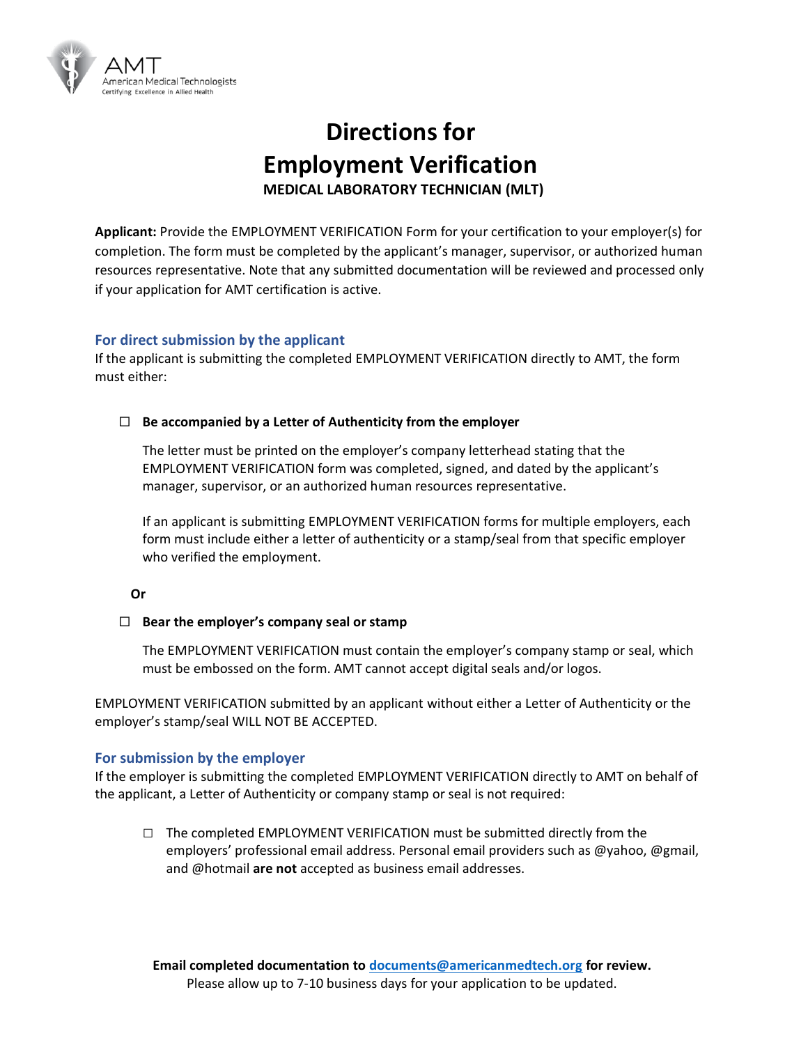AMT
American Medical Technologists
Certifying Excellence in Allied Health

# Directions for Employment Verification

**MEDICAL LABORATORY TECHNICIAN (MLT)**

**Applicant:** Provide the EMPLOYMENT VERIFICATION Form for your certification to your employer(s) for completion. The form must be completed by the applicant's manager, supervisor, or authorized human resources representative. Note that any submitted documentation will be reviewed and processed only if your application for AMT certification is active.

## For direct submission by the applicant

If the applicant is submitting the completed EMPLOYMENT VERIFICATION directly to AMT, the form must either:

☐ **Be accompanied by a Letter of Authenticity from the employer**

The letter must be printed on the employer's company letterhead stating that the EMPLOYMENT VERIFICATION form was completed, signed, and dated by the applicant's manager, supervisor, or an authorized human resources representative.

If an applicant is submitting EMPLOYMENT VERIFICATION forms for multiple employers, each form must include either a letter of authenticity or a stamp/seal from that specific employer who verified the employment.

**Or**

☐ **Bear the employer's company seal or stamp**

The EMPLOYMENT VERIFICATION must contain the employer's company stamp or seal, which must be embossed on the form. AMT cannot accept digital seals and/or logos.

EMPLOYMENT VERIFICATION submitted by an applicant without either a Letter of Authenticity or the employer's stamp/seal WILL NOT BE ACCEPTED.

## For submission by the employer

If the employer is submitting the completed EMPLOYMENT VERIFICATION directly to AMT on behalf of the applicant, a Letter of Authenticity or company stamp or seal is not required:

☐ The completed EMPLOYMENT VERIFICATION must be submitted directly from the employers' professional email address. Personal email providers such as @yahoo, @gmail, and @hotmail **are not** accepted as business email addresses.

**Email completed documentation to [documents@americanmedtech.org](mailto:documents@americanmedtech.org) for review.**
Please allow up to 7-10 business days for your application to be updated.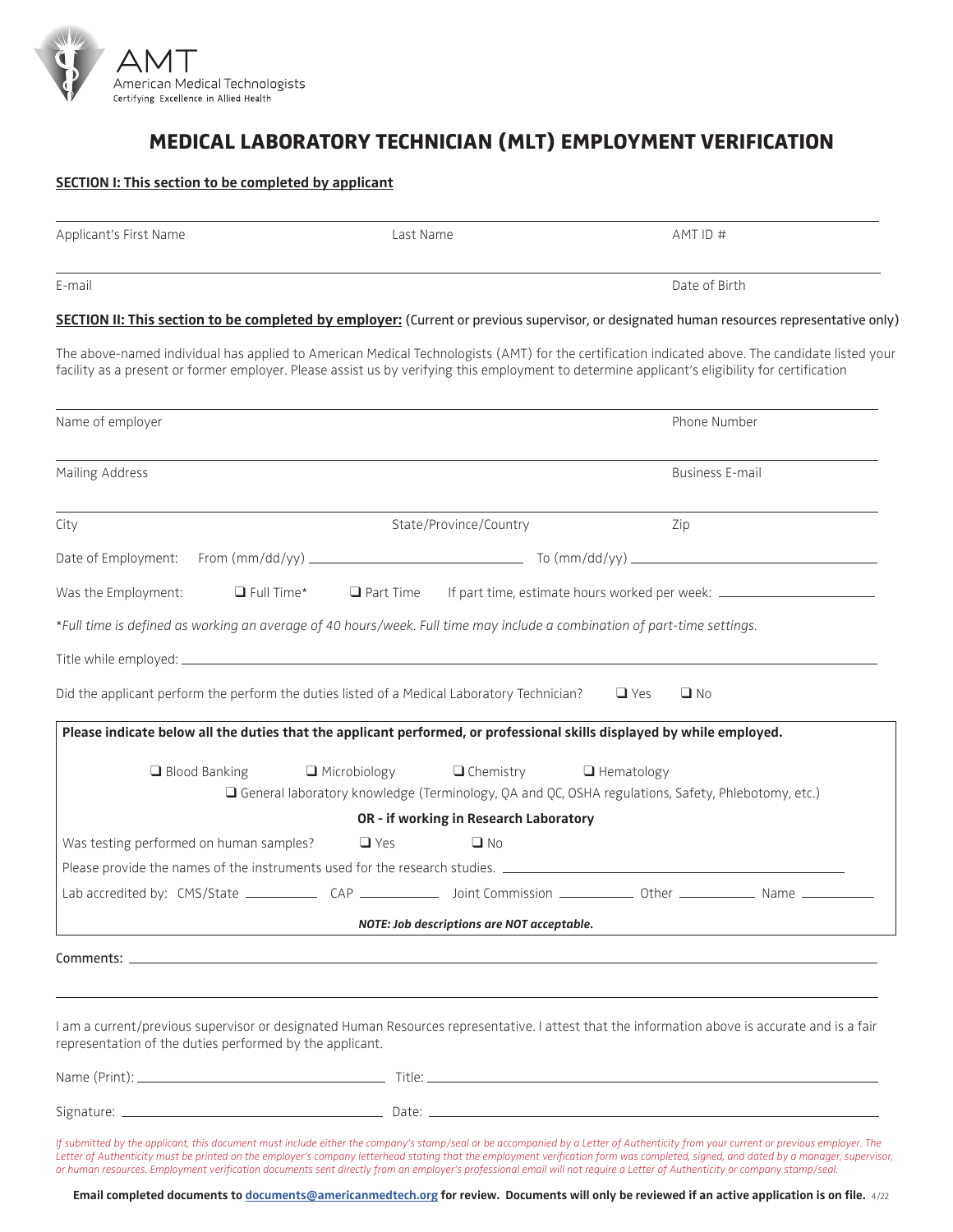AMT
American Medical Technologists
Certifying Excellence in Allied Health

# MEDICAL LABORATORY TECHNICIAN (MLT) EMPLOYMENT VERIFICATION

**SECTION I: This section to be completed by applicant**

Applicant's First Name | Last Name | AMT ID #

E-mail | Date of Birth

**SECTION II: This section to be completed by employer:** (Current or previous supervisor, or designated human resources representative only)

The above-named individual has applied to American Medical Technologists (AMT) for the certification indicated above. The candidate listed your facility as a present or former employer. Please assist us by verifying this employment to determine applicant's eligibility for certification

Name of employer | Phone Number

Mailing Address | Business E-mail

City | State/Province/Country | Zip

Date of Employment: From (mm/dd/yy) ____________ To (mm/dd/yy) ____________

Was the Employment: ❑ Full Time* ❑ Part Time If part time, estimate hours worked per week: ____________

*Full time is defined as working an average of 40 hours/week. Full time may include a combination of part-time settings.*

Title while employed: ____________

Did the applicant perform the perform the duties listed of a Medical Laboratory Technician? ❑ Yes ❑ No

**Please indicate below all the duties that the applicant performed, or professional skills displayed by while employed.**

❑ Blood Banking ❑ Microbiology ❑ Chemistry ❑ Hematology

❑ General laboratory knowledge (Terminology, QA and QC, OSHA regulations, Safety, Phlebotomy, etc.)

**OR - if working in Research Laboratory**

Was testing performed on human samples? ❑ Yes ❑ No

Please provide the names of the instruments used for the research studies. ____________

Lab accredited by: CMS/State ________ CAP ________ Joint Commission ________ Other ________ Name ________

***NOTE: Job descriptions are NOT acceptable.***

Comments: ____________

I am a current/previous supervisor or designated Human Resources representative. I attest that the information above is accurate and is a fair representation of the duties performed by the applicant.

Name (Print): ____________ Title: ____________

Signature: ____________ Date: ____________

*If submitted by the applicant, this document must include either the company's stamp/seal or be accompanied by a Letter of Authenticity from your current or previous employer. The Letter of Authenticity must be printed on the employer's company letterhead stating that the employment verification form was completed, signed, and dated by a manager, supervisor, or human resources. Employment verification documents sent directly from an employer's professional email will not require a Letter of Authenticity or company stamp/seal.*

**Email completed documents to documents@americanmedtech.org for review. Documents will only be reviewed if an active application is on file.** 4/22